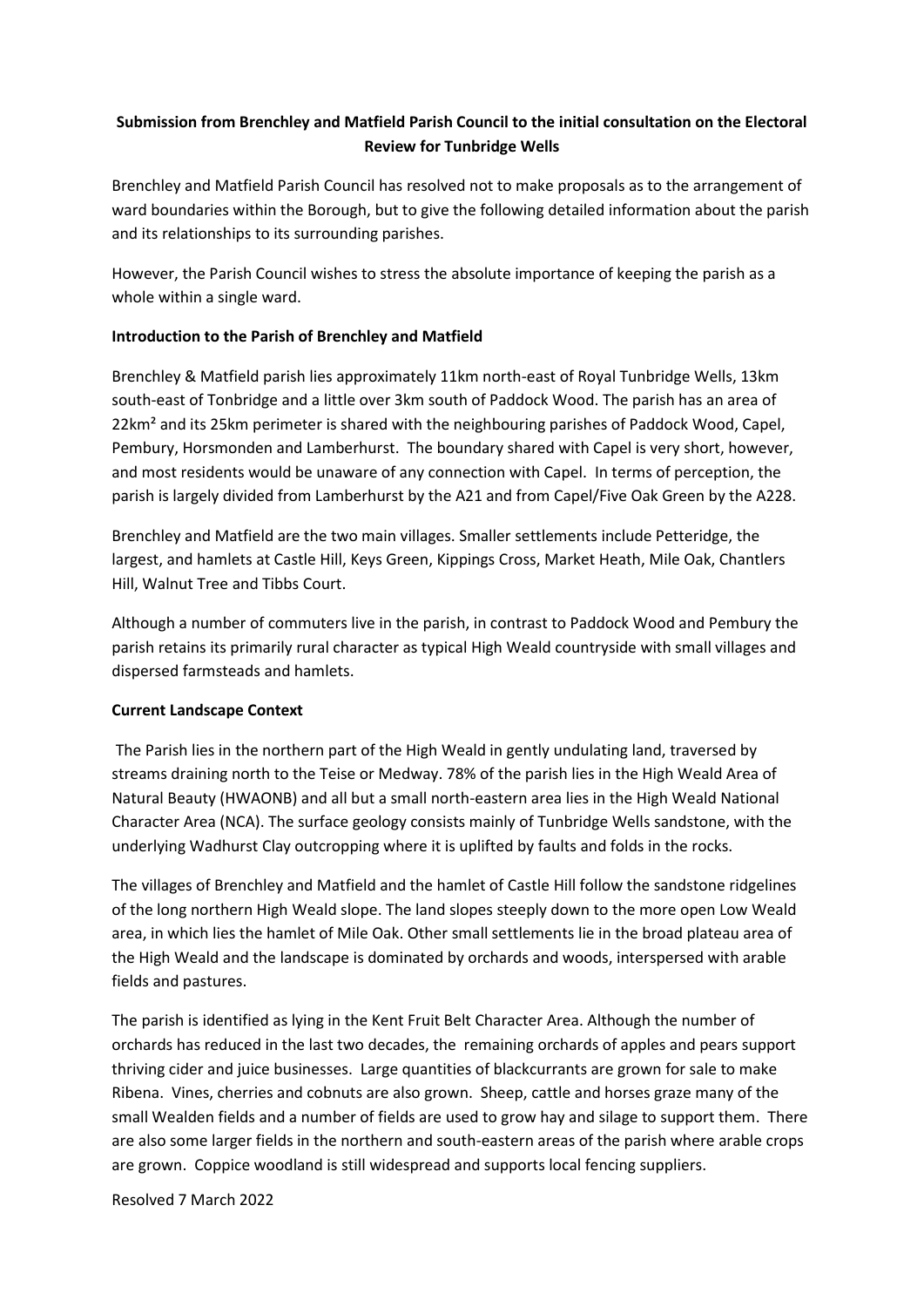**Submission from Brenchley and Matfield Parish Council to the initial consultation on the Electoral Review for Tunbridge Wells**

Brenchley and Matfield Parish Council has resolved not to make proposals as to the arrangement of ward boundaries within the Borough, but to give the following detailed information about the parish and its relationships to its surrounding parishes.

However, the Parish Council wishes to stress the absolute importance of keeping the parish as a whole within a single ward.

**Introduction to the Parish of Brenchley and Matfield**

Brenchley & Matfield parish lies approximately 11km north-east of Royal Tunbridge Wells, 13km south-east of Tonbridge and a little over 3km south of Paddock Wood. The parish has an area of 22km² and its 25km perimeter is shared with the neighbouring parishes of Paddock Wood, Capel, Pembury, Horsmonden and Lamberhurst. The boundary shared with Capel is very short, however, and most residents would be unaware of any connection with Capel. In terms of perception, the parish is largely divided from Lamberhurst by the A21 and from Capel/Five Oak Green by the A228.

Brenchley and Matfield are the two main villages. Smaller settlements include Petteridge, the largest, and hamlets at Castle Hill, Keys Green, Kippings Cross, Market Heath, Mile Oak, Chantlers Hill, Walnut Tree and Tibbs Court.

Although a number of commuters live in the parish, in contrast to Paddock Wood and Pembury the parish retains its primarily rural character as typical High Weald countryside with small villages and dispersed farmsteads and hamlets.

**Current Landscape Context**

The Parish lies in the northern part of the High Weald in gently undulating land, traversed by streams draining north to the Teise or Medway. 78% of the parish lies in the High Weald Area of Natural Beauty (HWAONB) and all but a small north-eastern area lies in the High Weald National Character Area (NCA). The surface geology consists mainly of Tunbridge Wells sandstone, with the underlying Wadhurst Clay outcropping where it is uplifted by faults and folds in the rocks.

The villages of Brenchley and Matfield and the hamlet of Castle Hill follow the sandstone ridgelines of the long northern High Weald slope. The land slopes steeply down to the more open Low Weald area, in which lies the hamlet of Mile Oak. Other small settlements lie in the broad plateau area of the High Weald and the landscape is dominated by orchards and woods, interspersed with arable fields and pastures.

The parish is identified as lying in the Kent Fruit Belt Character Area. Although the number of orchards has reduced in the last two decades, the remaining orchards of apples and pears support thriving cider and juice businesses. Large quantities of blackcurrants are grown for sale to make Ribena. Vines, cherries and cobnuts are also grown. Sheep, cattle and horses graze many of the small Wealden fields and a number of fields are used to grow hay and silage to support them. There are also some larger fields in the northern and south-eastern areas of the parish where arable crops are grown. Coppice woodland is still widespread and supports local fencing suppliers.

Resolved 7 March 2022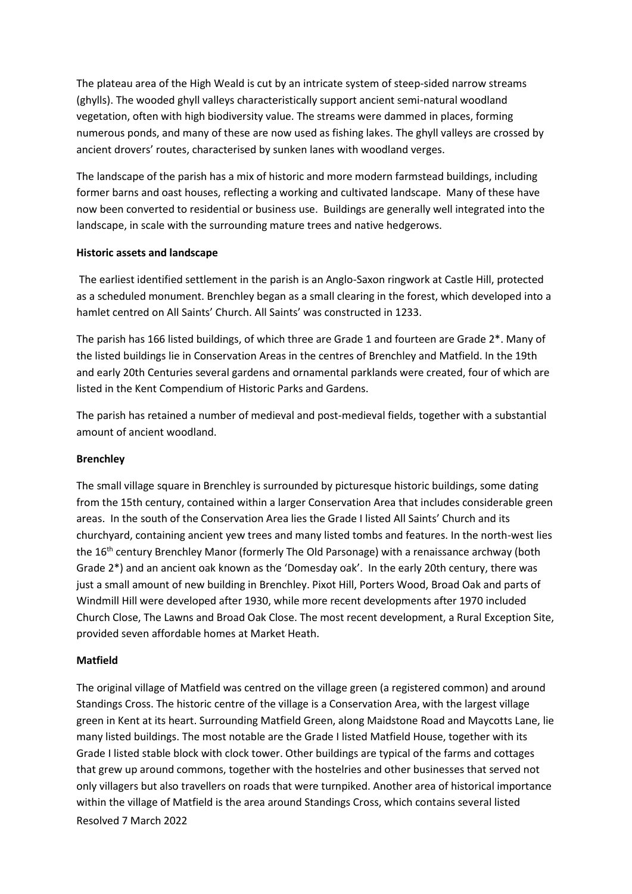The plateau area of the High Weald is cut by an intricate system of steep-sided narrow streams (ghylls). The wooded ghyll valleys characteristically support ancient semi-natural woodland vegetation, often with high biodiversity value. The streams were dammed in places, forming numerous ponds, and many of these are now used as fishing lakes. The ghyll valleys are crossed by ancient drovers' routes, characterised by sunken lanes with woodland verges.

The landscape of the parish has a mix of historic and more modern farmstead buildings, including former barns and oast houses, reflecting a working and cultivated landscape. Many of these have now been converted to residential or business use. Buildings are generally well integrated into the landscape, in scale with the surrounding mature trees and native hedgerows.

**Historic assets and landscape**

The earliest identified settlement in the parish is an Anglo-Saxon ringwork at Castle Hill, protected as a scheduled monument. Brenchley began as a small clearing in the forest, which developed into a hamlet centred on All Saints' Church. All Saints' was constructed in 1233.

The parish has 166 listed buildings, of which three are Grade 1 and fourteen are Grade 2*. Many of the listed buildings lie in Conservation Areas in the centres of Brenchley and Matfield. In the 19th and early 20th Centuries several gardens and ornamental parklands were created, four of which are listed in the Kent Compendium of Historic Parks and Gardens.

The parish has retained a number of medieval and post-medieval fields, together with a substantial amount of ancient woodland.

**Brenchley**

The small village square in Brenchley is surrounded by picturesque historic buildings, some dating from the 15th century, contained within a larger Conservation Area that includes considerable green areas. In the south of the Conservation Area lies the Grade I listed All Saints' Church and its churchyard, containing ancient yew trees and many listed tombs and features. In the north-west lies the 16th century Brenchley Manor (formerly The Old Parsonage) with a renaissance archway (both Grade 2*) and an ancient oak known as the 'Domesday oak'. In the early 20th century, there was just a small amount of new building in Brenchley. Pixot Hill, Porters Wood, Broad Oak and parts of Windmill Hill were developed after 1930, while more recent developments after 1970 included Church Close, The Lawns and Broad Oak Close. The most recent development, a Rural Exception Site, provided seven affordable homes at Market Heath.

**Matfield**

The original village of Matfield was centred on the village green (a registered common) and around Standings Cross. The historic centre of the village is a Conservation Area, with the largest village green in Kent at its heart. Surrounding Matfield Green, along Maidstone Road and Maycotts Lane, lie many listed buildings. The most notable are the Grade I listed Matfield House, together with its Grade I listed stable block with clock tower. Other buildings are typical of the farms and cottages that grew up around commons, together with the hostelries and other businesses that served not only villagers but also travellers on roads that were turnpiked. Another area of historical importance within the village of Matfield is the area around Standings Cross, which contains several listed

Resolved 7 March 2022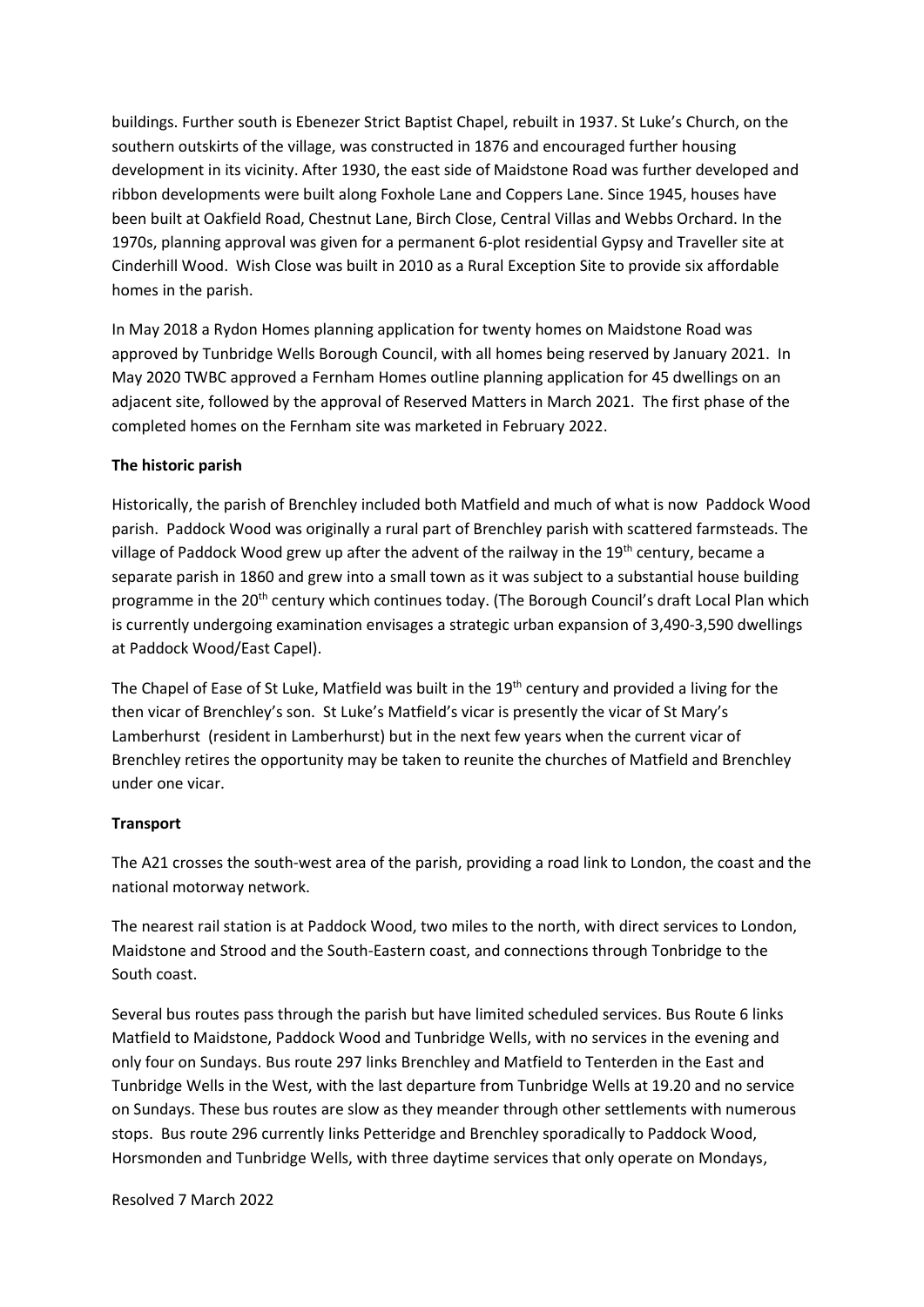buildings. Further south is Ebenezer Strict Baptist Chapel, rebuilt in 1937. St Luke's Church, on the southern outskirts of the village, was constructed in 1876 and encouraged further housing development in its vicinity. After 1930, the east side of Maidstone Road was further developed and ribbon developments were built along Foxhole Lane and Coppers Lane. Since 1945, houses have been built at Oakfield Road, Chestnut Lane, Birch Close, Central Villas and Webbs Orchard. In the 1970s, planning approval was given for a permanent 6-plot residential Gypsy and Traveller site at Cinderhill Wood. Wish Close was built in 2010 as a Rural Exception Site to provide six affordable homes in the parish.

In May 2018 a Rydon Homes planning application for twenty homes on Maidstone Road was approved by Tunbridge Wells Borough Council, with all homes being reserved by January 2021. In May 2020 TWBC approved a Fernham Homes outline planning application for 45 dwellings on an adjacent site, followed by the approval of Reserved Matters in March 2021. The first phase of the completed homes on the Fernham site was marketed in February 2022.

**The historic parish**

Historically, the parish of Brenchley included both Matfield and much of what is now Paddock Wood parish. Paddock Wood was originally a rural part of Brenchley parish with scattered farmsteads. The village of Paddock Wood grew up after the advent of the railway in the 19th century, became a separate parish in 1860 and grew into a small town as it was subject to a substantial house building programme in the 20th century which continues today. (The Borough Council's draft Local Plan which is currently undergoing examination envisages a strategic urban expansion of 3,490-3,590 dwellings at Paddock Wood/East Capel).

The Chapel of Ease of St Luke, Matfield was built in the 19th century and provided a living for the then vicar of Brenchley's son. St Luke's Matfield's vicar is presently the vicar of St Mary's Lamberhurst (resident in Lamberhurst) but in the next few years when the current vicar of Brenchley retires the opportunity may be taken to reunite the churches of Matfield and Brenchley under one vicar.

**Transport**

The A21 crosses the south-west area of the parish, providing a road link to London, the coast and the national motorway network.

The nearest rail station is at Paddock Wood, two miles to the north, with direct services to London, Maidstone and Strood and the South-Eastern coast, and connections through Tonbridge to the South coast.

Several bus routes pass through the parish but have limited scheduled services. Bus Route 6 links Matfield to Maidstone, Paddock Wood and Tunbridge Wells, with no services in the evening and only four on Sundays. Bus route 297 links Brenchley and Matfield to Tenterden in the East and Tunbridge Wells in the West, with the last departure from Tunbridge Wells at 19.20 and no service on Sundays. These bus routes are slow as they meander through other settlements with numerous stops. Bus route 296 currently links Petteridge and Brenchley sporadically to Paddock Wood, Horsmonden and Tunbridge Wells, with three daytime services that only operate on Mondays,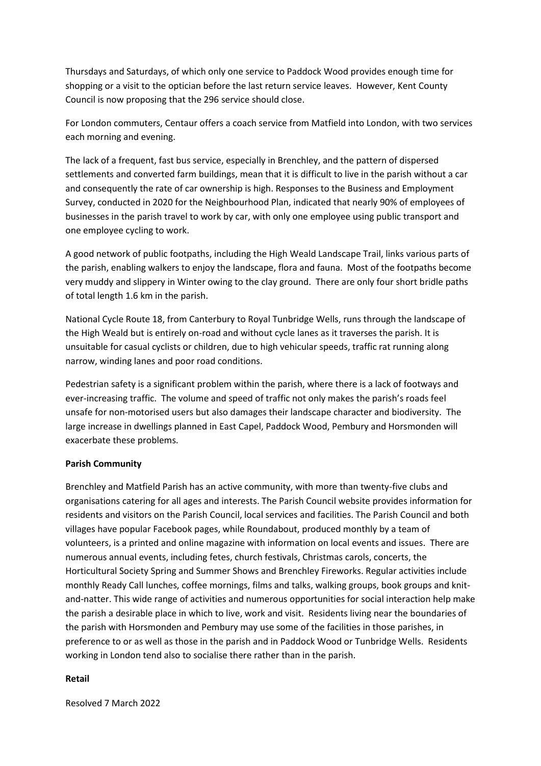Thursdays and Saturdays, of which only one service to Paddock Wood provides enough time for shopping or a visit to the optician before the last return service leaves. However, Kent County Council is now proposing that the 296 service should close.

For London commuters, Centaur offers a coach service from Matfield into London, with two services each morning and evening.

The lack of a frequent, fast bus service, especially in Brenchley, and the pattern of dispersed settlements and converted farm buildings, mean that it is difficult to live in the parish without a car and consequently the rate of car ownership is high. Responses to the Business and Employment Survey, conducted in 2020 for the Neighbourhood Plan, indicated that nearly 90% of employees of businesses in the parish travel to work by car, with only one employee using public transport and one employee cycling to work.

A good network of public footpaths, including the High Weald Landscape Trail, links various parts of the parish, enabling walkers to enjoy the landscape, flora and fauna. Most of the footpaths become very muddy and slippery in Winter owing to the clay ground. There are only four short bridle paths of total length 1.6 km in the parish.

National Cycle Route 18, from Canterbury to Royal Tunbridge Wells, runs through the landscape of the High Weald but is entirely on-road and without cycle lanes as it traverses the parish. It is unsuitable for casual cyclists or children, due to high vehicular speeds, traffic rat running along narrow, winding lanes and poor road conditions.

Pedestrian safety is a significant problem within the parish, where there is a lack of footways and ever-increasing traffic. The volume and speed of traffic not only makes the parish's roads feel unsafe for non-motorised users but also damages their landscape character and biodiversity. The large increase in dwellings planned in East Capel, Paddock Wood, Pembury and Horsmonden will exacerbate these problems.

**Parish Community**

Brenchley and Matfield Parish has an active community, with more than twenty-five clubs and organisations catering for all ages and interests. The Parish Council website provides information for residents and visitors on the Parish Council, local services and facilities. The Parish Council and both villages have popular Facebook pages, while Roundabout, produced monthly by a team of volunteers, is a printed and online magazine with information on local events and issues. There are numerous annual events, including fetes, church festivals, Christmas carols, concerts, the Horticultural Society Spring and Summer Shows and Brenchley Fireworks. Regular activities include monthly Ready Call lunches, coffee mornings, films and talks, walking groups, book groups and knit-and-natter. This wide range of activities and numerous opportunities for social interaction help make the parish a desirable place in which to live, work and visit. Residents living near the boundaries of the parish with Horsmonden and Pembury may use some of the facilities in those parishes, in preference to or as well as those in the parish and in Paddock Wood or Tunbridge Wells. Residents working in London tend also to socialise there rather than in the parish.

**Retail**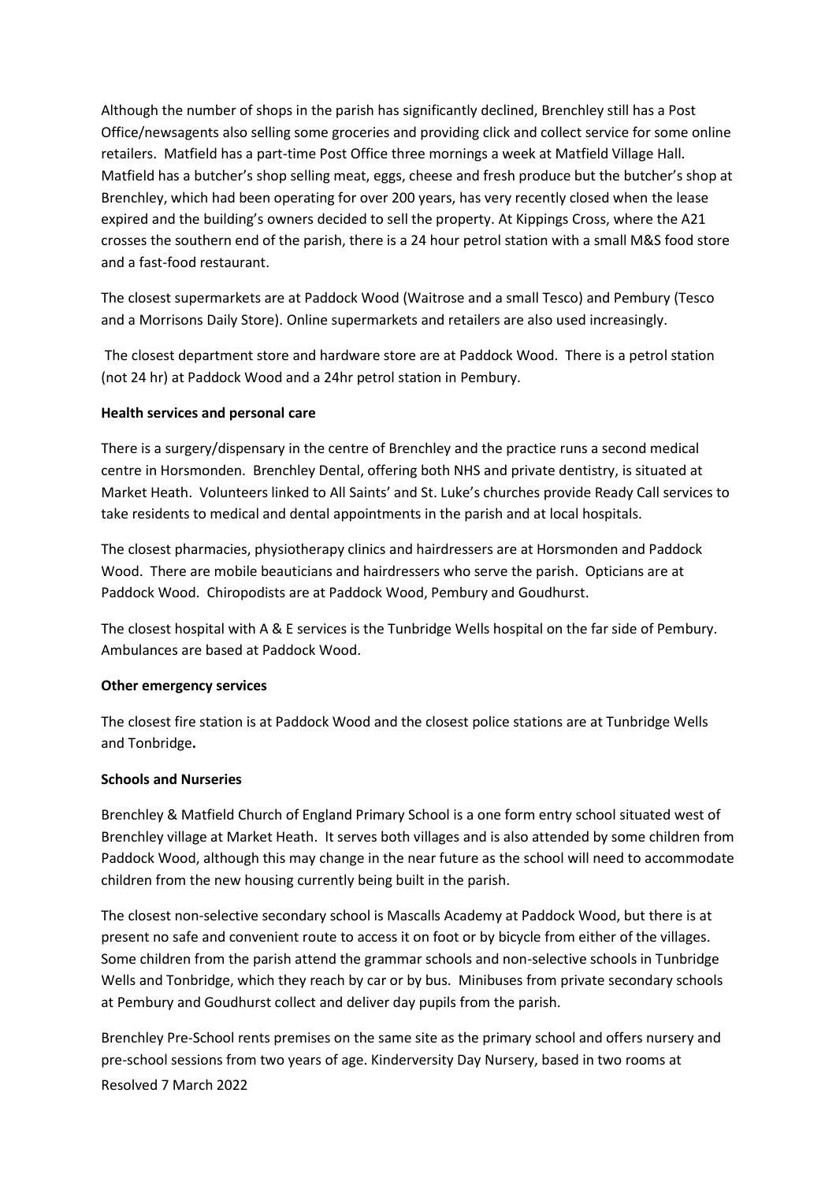Although the number of shops in the parish has significantly declined, Brenchley still has a Post Office/newsagents also selling some groceries and providing click and collect service for some online retailers. Matfield has a part-time Post Office three mornings a week at Matfield Village Hall. Matfield has a butcher's shop selling meat, eggs, cheese and fresh produce but the butcher's shop at Brenchley, which had been operating for over 200 years, has very recently closed when the lease expired and the building's owners decided to sell the property. At Kippings Cross, where the A21 crosses the southern end of the parish, there is a 24 hour petrol station with a small M&S food store and a fast-food restaurant.

The closest supermarkets are at Paddock Wood (Waitrose and a small Tesco) and Pembury (Tesco and a Morrisons Daily Store). Online supermarkets and retailers are also used increasingly.

The closest department store and hardware store are at Paddock Wood. There is a petrol station (not 24 hr) at Paddock Wood and a 24hr petrol station in Pembury.

**Health services and personal care**

There is a surgery/dispensary in the centre of Brenchley and the practice runs a second medical centre in Horsmonden. Brenchley Dental, offering both NHS and private dentistry, is situated at Market Heath. Volunteers linked to All Saints' and St. Luke's churches provide Ready Call services to take residents to medical and dental appointments in the parish and at local hospitals.

The closest pharmacies, physiotherapy clinics and hairdressers are at Horsmonden and Paddock Wood. There are mobile beauticians and hairdressers who serve the parish. Opticians are at Paddock Wood. Chiropodists are at Paddock Wood, Pembury and Goudhurst.

The closest hospital with A & E services is the Tunbridge Wells hospital on the far side of Pembury. Ambulances are based at Paddock Wood.

**Other emergency services**

The closest fire station is at Paddock Wood and the closest police stations are at Tunbridge Wells and Tonbridge.

**Schools and Nurseries**

Brenchley & Matfield Church of England Primary School is a one form entry school situated west of Brenchley village at Market Heath. It serves both villages and is also attended by some children from Paddock Wood, although this may change in the near future as the school will need to accommodate children from the new housing currently being built in the parish.

The closest non-selective secondary school is Mascalls Academy at Paddock Wood, but there is at present no safe and convenient route to access it on foot or by bicycle from either of the villages. Some children from the parish attend the grammar schools and non-selective schools in Tunbridge Wells and Tonbridge, which they reach by car or by bus. Minibuses from private secondary schools at Pembury and Goudhurst collect and deliver day pupils from the parish.

Brenchley Pre-School rents premises on the same site as the primary school and offers nursery and pre-school sessions from two years of age. Kinderversity Day Nursery, based in two rooms at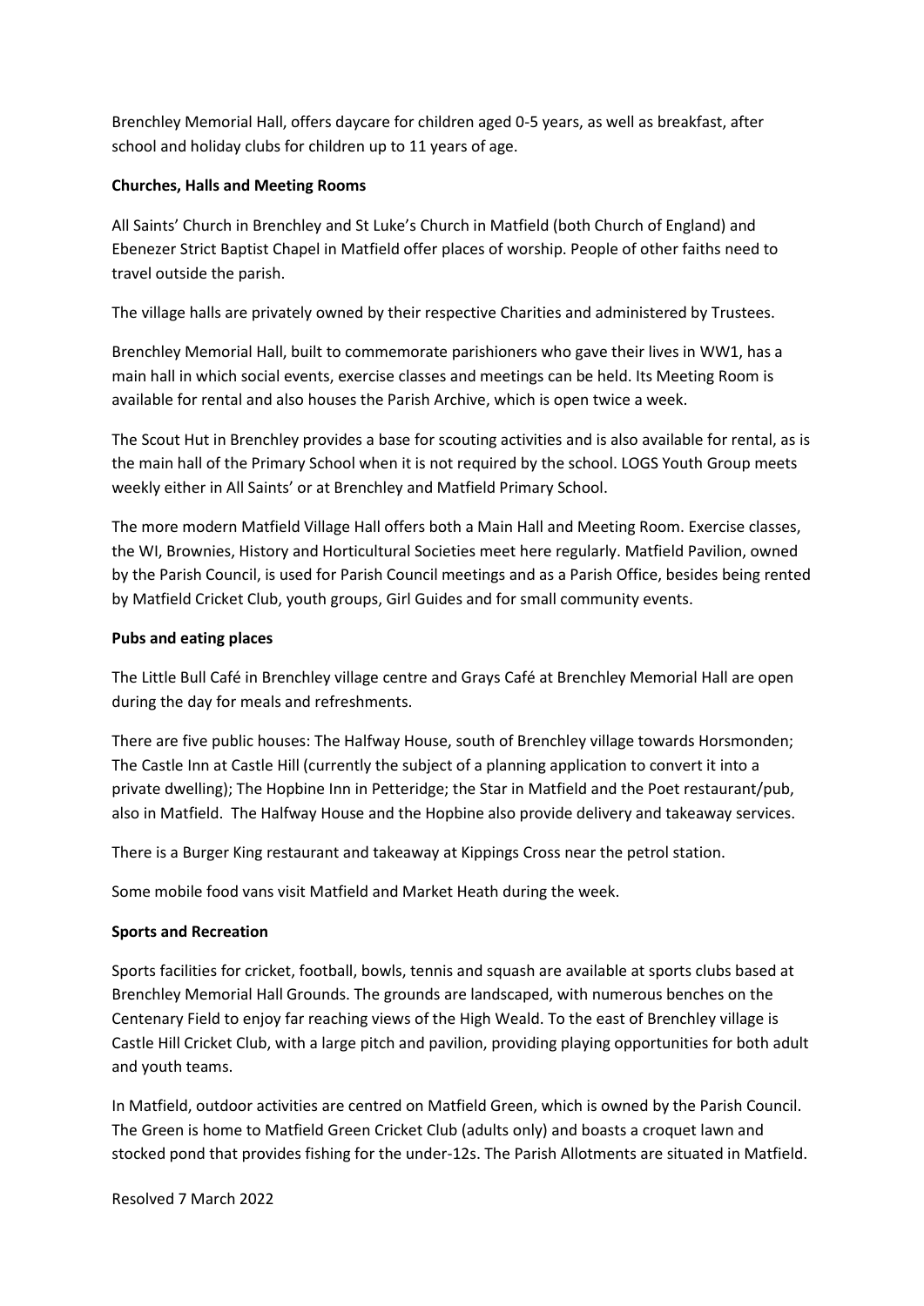Brenchley Memorial Hall, offers daycare for children aged 0-5 years, as well as breakfast, after school and holiday clubs for children up to 11 years of age.

**Churches, Halls and Meeting Rooms**

All Saints' Church in Brenchley and St Luke's Church in Matfield (both Church of England) and Ebenezer Strict Baptist Chapel in Matfield offer places of worship. People of other faiths need to travel outside the parish.

The village halls are privately owned by their respective Charities and administered by Trustees.

Brenchley Memorial Hall, built to commemorate parishioners who gave their lives in WW1, has a main hall in which social events, exercise classes and meetings can be held. Its Meeting Room is available for rental and also houses the Parish Archive, which is open twice a week.

The Scout Hut in Brenchley provides a base for scouting activities and is also available for rental, as is the main hall of the Primary School when it is not required by the school. LOGS Youth Group meets weekly either in All Saints' or at Brenchley and Matfield Primary School.

The more modern Matfield Village Hall offers both a Main Hall and Meeting Room. Exercise classes, the WI, Brownies, History and Horticultural Societies meet here regularly. Matfield Pavilion, owned by the Parish Council, is used for Parish Council meetings and as a Parish Office, besides being rented by Matfield Cricket Club, youth groups, Girl Guides and for small community events.

**Pubs and eating places**

The Little Bull Café in Brenchley village centre and Grays Café at Brenchley Memorial Hall are open during the day for meals and refreshments.

There are five public houses: The Halfway House, south of Brenchley village towards Horsmonden; The Castle Inn at Castle Hill (currently the subject of a planning application to convert it into a private dwelling); The Hopbine Inn in Petteridge; the Star in Matfield and the Poet restaurant/pub, also in Matfield. The Halfway House and the Hopbine also provide delivery and takeaway services.

There is a Burger King restaurant and takeaway at Kippings Cross near the petrol station.

Some mobile food vans visit Matfield and Market Heath during the week.

**Sports and Recreation**

Sports facilities for cricket, football, bowls, tennis and squash are available at sports clubs based at Brenchley Memorial Hall Grounds. The grounds are landscaped, with numerous benches on the Centenary Field to enjoy far reaching views of the High Weald. To the east of Brenchley village is Castle Hill Cricket Club, with a large pitch and pavilion, providing playing opportunities for both adult and youth teams.

In Matfield, outdoor activities are centred on Matfield Green, which is owned by the Parish Council. The Green is home to Matfield Green Cricket Club (adults only) and boasts a croquet lawn and stocked pond that provides fishing for the under-12s. The Parish Allotments are situated in Matfield.

Resolved 7 March 2022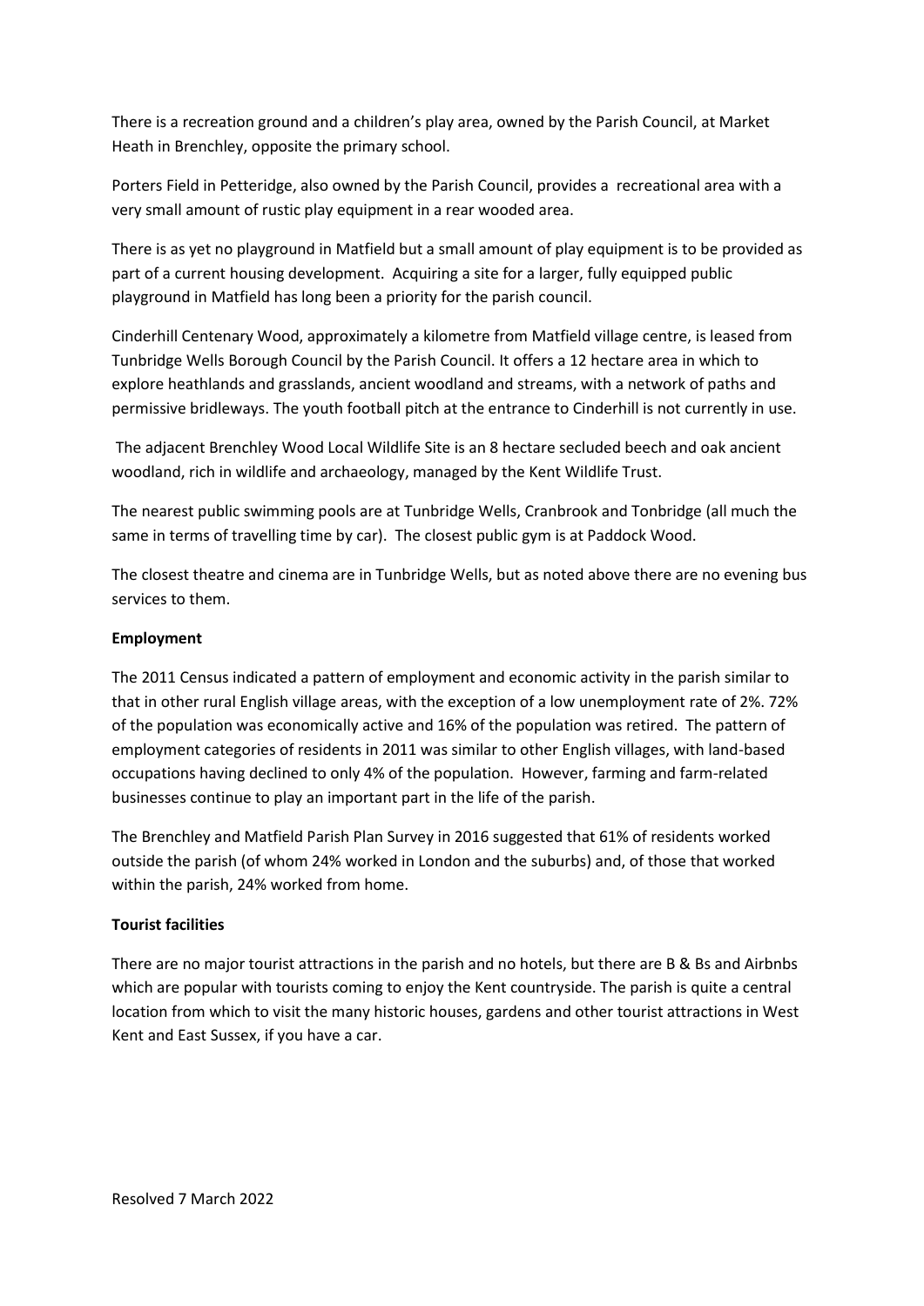There is a recreation ground and a children's play area, owned by the Parish Council, at Market Heath in Brenchley, opposite the primary school.

Porters Field in Petteridge, also owned by the Parish Council, provides a recreational area with a very small amount of rustic play equipment in a rear wooded area.

There is as yet no playground in Matfield but a small amount of play equipment is to be provided as part of a current housing development. Acquiring a site for a larger, fully equipped public playground in Matfield has long been a priority for the parish council.

Cinderhill Centenary Wood, approximately a kilometre from Matfield village centre, is leased from Tunbridge Wells Borough Council by the Parish Council. It offers a 12 hectare area in which to explore heathlands and grasslands, ancient woodland and streams, with a network of paths and permissive bridleways. The youth football pitch at the entrance to Cinderhill is not currently in use.

The adjacent Brenchley Wood Local Wildlife Site is an 8 hectare secluded beech and oak ancient woodland, rich in wildlife and archaeology, managed by the Kent Wildlife Trust.

The nearest public swimming pools are at Tunbridge Wells, Cranbrook and Tonbridge (all much the same in terms of travelling time by car). The closest public gym is at Paddock Wood.

The closest theatre and cinema are in Tunbridge Wells, but as noted above there are no evening bus services to them.

**Employment**

The 2011 Census indicated a pattern of employment and economic activity in the parish similar to that in other rural English village areas, with the exception of a low unemployment rate of 2%. 72% of the population was economically active and 16% of the population was retired. The pattern of employment categories of residents in 2011 was similar to other English villages, with land-based occupations having declined to only 4% of the population. However, farming and farm-related businesses continue to play an important part in the life of the parish.

The Brenchley and Matfield Parish Plan Survey in 2016 suggested that 61% of residents worked outside the parish (of whom 24% worked in London and the suburbs) and, of those that worked within the parish, 24% worked from home.

**Tourist facilities**

There are no major tourist attractions in the parish and no hotels, but there are B & Bs and Airbnbs which are popular with tourists coming to enjoy the Kent countryside. The parish is quite a central location from which to visit the many historic houses, gardens and other tourist attractions in West Kent and East Sussex, if you have a car.

Resolved 7 March 2022